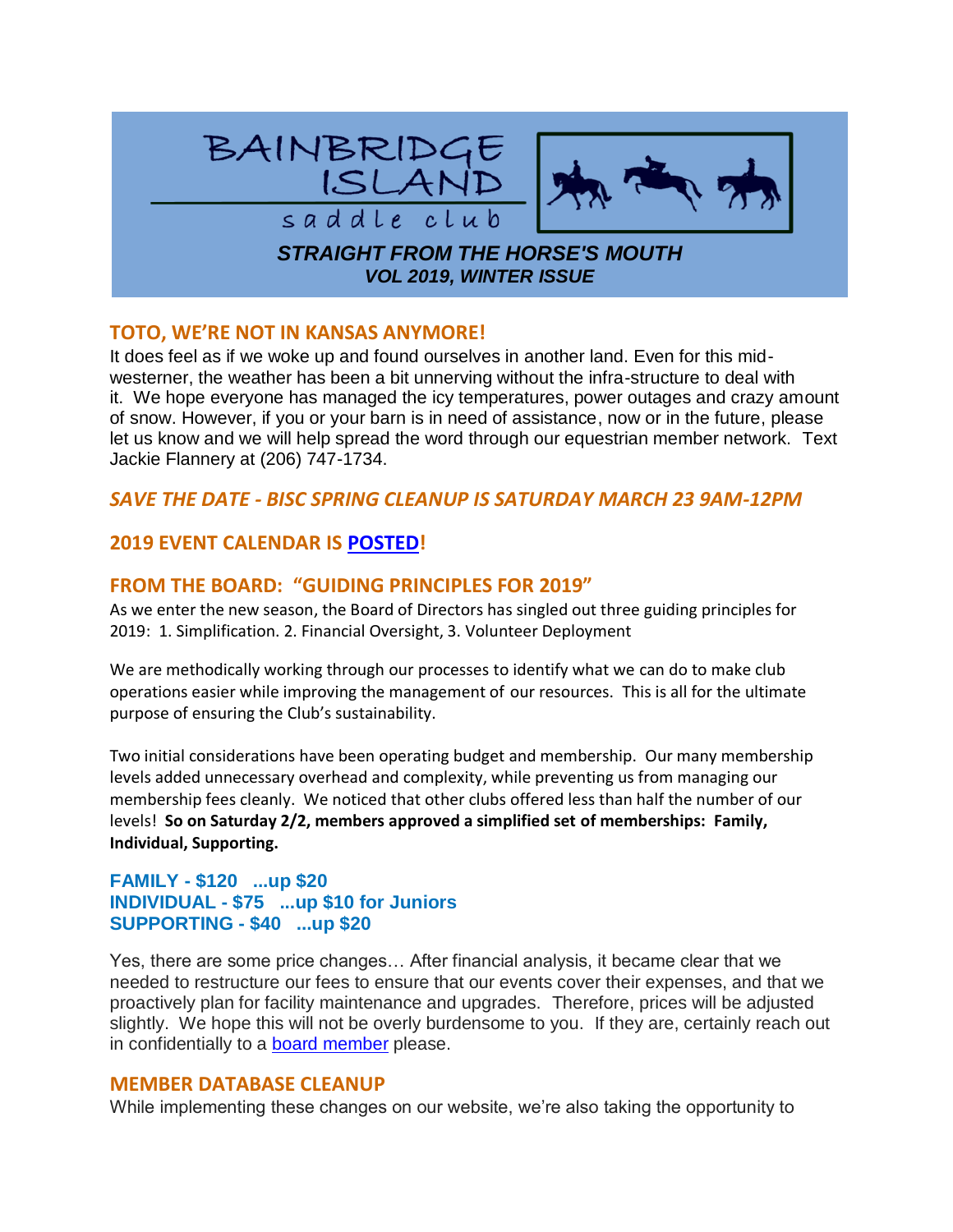# BAINBRIDGE ISLAND saddle club

***STRAIGHT FROM THE HORSE'S MOUTH***
***VOL 2019, WINTER ISSUE***

## TOTO, WE'RE NOT IN KANSAS ANYMORE!

It does feel as if we woke up and found ourselves in another land. Even for this mid-westerner, the weather has been a bit unnerving without the infra-structure to deal with it. We hope everyone has managed the icy temperatures, power outages and crazy amount of snow. However, if you or your barn is in need of assistance, now or in the future, please let us know and we will help spread the word through our equestrian member network. Text Jackie Flannery at (206) 747-1734.

## *SAVE THE DATE - BISC SPRING CLEANUP IS SATURDAY MARCH 23 9AM-12PM*

## 2019 EVENT CALENDAR IS [POSTED]!

## FROM THE BOARD: "GUIDING PRINCIPLES FOR 2019"

As we enter the new season, the Board of Directors has singled out three guiding principles for 2019: 1. Simplification. 2. Financial Oversight, 3. Volunteer Deployment

We are methodically working through our processes to identify what we can do to make club operations easier while improving the management of our resources. This is all for the ultimate purpose of ensuring the Club's sustainability.

Two initial considerations have been operating budget and membership. Our many membership levels added unnecessary overhead and complexity, while preventing us from managing our membership fees cleanly. We noticed that other clubs offered less than half the number of our levels! **So on Saturday 2/2, members approved a simplified set of memberships: Family, Individual, Supporting.**

**FAMILY - $120 ...up $20**
**INDIVIDUAL - $75 ...up $10 for Juniors**
**SUPPORTING - $40 ...up $20**

Yes, there are some price changes… After financial analysis, it became clear that we needed to restructure our fees to ensure that our events cover their expenses, and that we proactively plan for facility maintenance and upgrades. Therefore, prices will be adjusted slightly. We hope this will not be overly burdensome to you. If they are, certainly reach out in confidentially to a [board member] please.

## MEMBER DATABASE CLEANUP

While implementing these changes on our website, we're also taking the opportunity to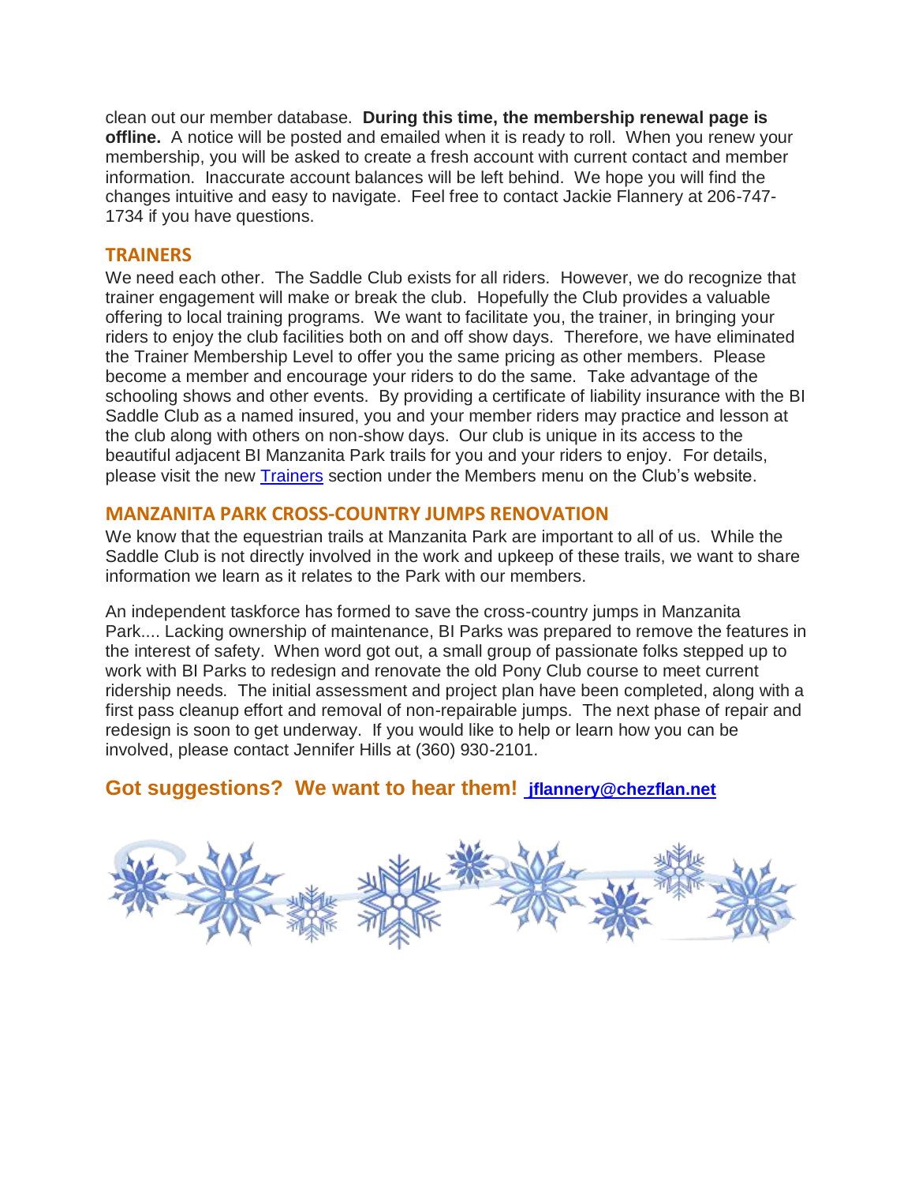clean out our member database. **During this time, the membership renewal page is offline.** A notice will be posted and emailed when it is ready to roll. When you renew your membership, you will be asked to create a fresh account with current contact and member information. Inaccurate account balances will be left behind. We hope you will find the changes intuitive and easy to navigate. Feel free to contact Jackie Flannery at 206-747-1734 if you have questions.

## TRAINERS

We need each other. The Saddle Club exists for all riders. However, we do recognize that trainer engagement will make or break the club. Hopefully the Club provides a valuable offering to local training programs. We want to facilitate you, the trainer, in bringing your riders to enjoy the club facilities both on and off show days. Therefore, we have eliminated the Trainer Membership Level to offer you the same pricing as other members. Please become a member and encourage your riders to do the same. Take advantage of the schooling shows and other events. By providing a certificate of liability insurance with the BI Saddle Club as a named insured, you and your member riders may practice and lesson at the club along with others on non-show days. Our club is unique in its access to the beautiful adjacent BI Manzanita Park trails for you and your riders to enjoy. For details, please visit the new Trainers section under the Members menu on the Club's website.

## MANZANITA PARK CROSS-COUNTRY JUMPS RENOVATION

We know that the equestrian trails at Manzanita Park are important to all of us. While the Saddle Club is not directly involved in the work and upkeep of these trails, we want to share information we learn as it relates to the Park with our members.

An independent taskforce has formed to save the cross-country jumps in Manzanita Park.... Lacking ownership of maintenance, BI Parks was prepared to remove the features in the interest of safety. When word got out, a small group of passionate folks stepped up to work with BI Parks to redesign and renovate the old Pony Club course to meet current ridership needs. The initial assessment and project plan have been completed, along with a first pass cleanup effort and removal of non-repairable jumps. The next phase of repair and redesign is soon to get underway. If you would like to help or learn how you can be involved, please contact Jennifer Hills at (360) 930-2101.

## Got suggestions? We want to hear them! **jflannery@chezflan.net**